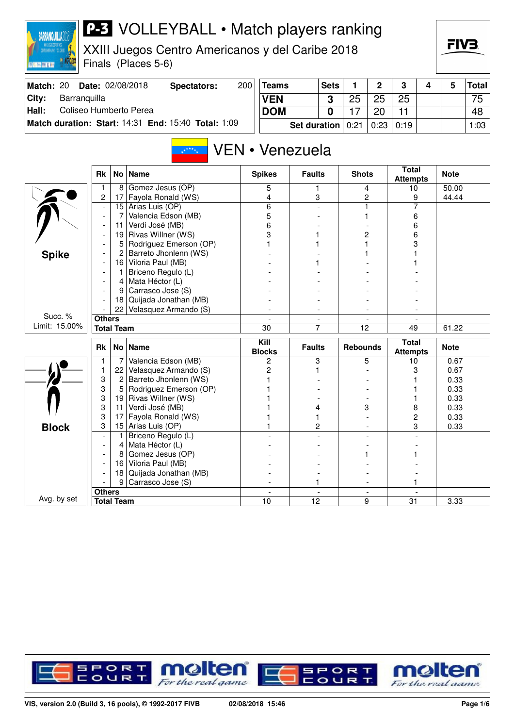# P-3 VOLLEYBALL • Match players ranking

XXIII Juegos Centro Americanos y del Caribe 2018
Finals (Places 5-6)

| | | | |
|---|---|---|---|
| **Match:** 20 | **Date:** 02/08/2018 | **Spectators:** | 200 |
| **City:** | Barranquilla | | |
| **Hall:** | Coliseo Humberto Perea | | |
| **Match duration: Start:** 14:31 | **End:** 15:40 | **Total:** 1:09 | |

| Teams | Sets | 1 | 2 | 3 | 4 | 5 | Total |
|---|---|---|---|---|---|---|---|
| VEN | 3 | 25 | 25 | 25 | | | 75 |
| DOM | 0 | 17 | 20 | 11 | | | 48 |
| Set duration | | 0:21 | 0:23 | 0:19 | | | 1:03 |

## VEN • Venezuela

**Spike** — Succ. % Limit: 15.00%

| Rk | No | Name | Spikes | Faults | Shots | Total Attempts | Note |
|---|---|---|---|---|---|---|---|
| 1 | 8 | Gomez Jesus (OP) | 5 | 1 | 4 | 10 | 50.00 |
| 2 | 17 | Fayola Ronald (WS) | 4 | 3 | 2 | 9 | 44.44 |
| - | 15 | Arias Luis (OP) | 6 | - | 1 | 7 | |
| - | 7 | Valencia Edson (MB) | 5 | - | 1 | 6 | |
| - | 11 | Verdi José (MB) | 6 | - | - | 6 | |
| - | 19 | Rivas Willner (WS) | 3 | 1 | 2 | 6 | |
| - | 5 | Rodriguez Emerson (OP) | 1 | 1 | 1 | 3 | |
| - | 2 | Barreto Jhonlenn (WS) | - | - | 1 | 1 | |
| - | 16 | Viloria Paul (MB) | - | 1 | - | 1 | |
| - | 1 | Briceno Regulo (L) | - | - | - | - | |
| - | 4 | Mata Héctor (L) | - | - | - | - | |
| - | 9 | Carrasco Jose (S) | - | - | - | - | |
| - | 18 | Quijada Jonathan (MB) | - | - | - | - | |
| - | 22 | Velasquez Armando (S) | - | - | - | - | |
| **Others** | | | - | - | - | - | |
| **Total Team** | | | 30 | 7 | 12 | 49 | 61.22 |

**Block** — Avg. by set

| Rk | No | Name | Kill Blocks | Faults | Rebounds | Total Attempts | Note |
|---|---|---|---|---|---|---|---|
| 1 | 7 | Valencia Edson (MB) | 2 | 3 | 5 | 10 | 0.67 |
| 1 | 22 | Velasquez Armando (S) | 2 | 1 | - | 3 | 0.67 |
| 3 | 2 | Barreto Jhonlenn (WS) | 1 | - | - | 1 | 0.33 |
| 3 | 5 | Rodriguez Emerson (OP) | 1 | - | - | 1 | 0.33 |
| 3 | 19 | Rivas Willner (WS) | 1 | - | - | 1 | 0.33 |
| 3 | 11 | Verdi José (MB) | 1 | 4 | 3 | 8 | 0.33 |
| 3 | 17 | Fayola Ronald (WS) | 1 | 1 | - | 2 | 0.33 |
| 3 | 15 | Arias Luis (OP) | 1 | 2 | - | 3 | 0.33 |
| - | 1 | Briceno Regulo (L) | - | - | - | - | |
| - | 4 | Mata Héctor (L) | - | - | - | - | |
| - | 8 | Gomez Jesus (OP) | - | - | 1 | 1 | |
| - | 16 | Viloria Paul (MB) | - | - | - | - | |
| - | 18 | Quijada Jonathan (MB) | - | - | - | - | |
| - | 9 | Carrasco Jose (S) | - | 1 | - | 1 | |
| **Others** | | | - | - | - | - | |
| **Total Team** | | | 10 | 12 | 9 | 31 | 3.33 |

VIS, version 2.0 (Build 3, 16 pools), © 1992-2017 FIVB    02/08/2018 15:46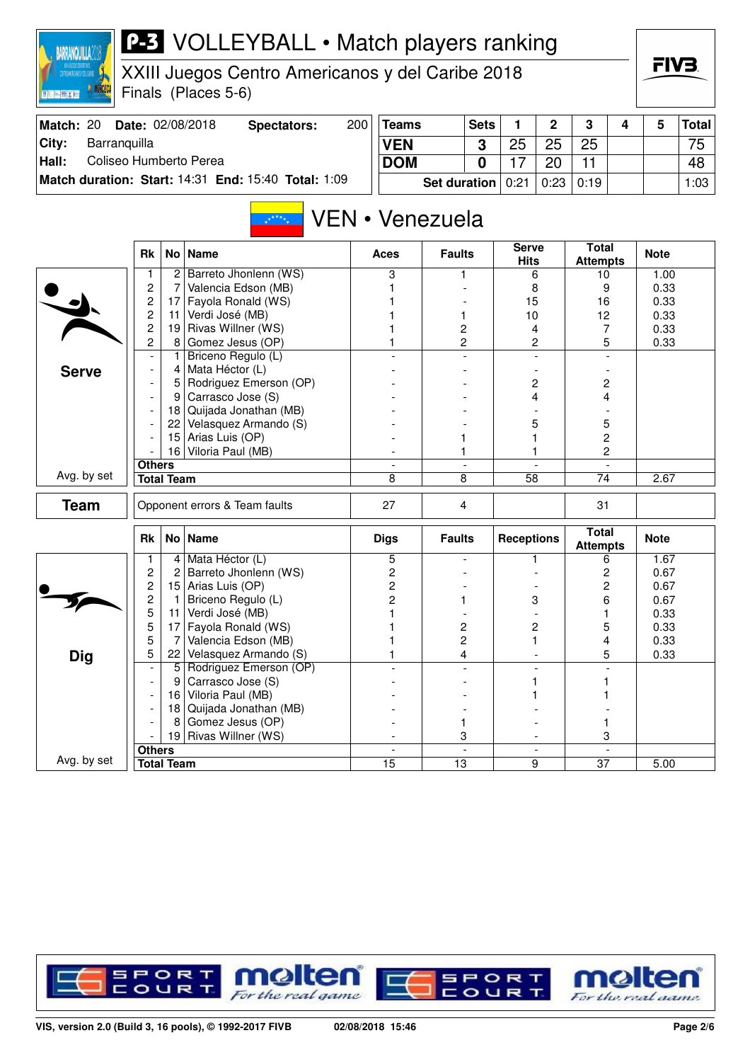# VOLLEYBALL • Match players ranking

## XXIII Juegos Centro Americanos y del Caribe 2018

Finals (Places 5-6)

| Match: 20 | Date: 02/08/2018 | Spectators: 200 |
|---|---|---|
| City: | Barranquilla | |
| Hall: | Coliseo Humberto Perea | |
| Match duration: | Start: 14:31 End: 15:40 | Total: 1:09 |

| Teams | Sets | 1 | 2 | 3 | 4 | 5 | Total |
|---|---|---|---|---|---|---|---|
| VEN | 3 | 25 | 25 | 25 | | | 75 |
| DOM | 0 | 17 | 20 | 11 | | | 48 |
| Set duration | | 0:21 | 0:23 | 0:19 | | | 1:03 |

## VEN • Venezuela

### Serve

| Rk | No | Name | Aces | Faults | Serve Hits | Total Attempts | Note |
|---|---|---|---|---|---|---|---|
| 1 | 2 | Barreto Jhonlenn (WS) | 3 | 1 | 6 | 10 | 1.00 |
| 2 | 7 | Valencia Edson (MB) | 1 | - | 8 | 9 | 0.33 |
| 2 | 17 | Fayola Ronald (WS) | 1 | - | 15 | 16 | 0.33 |
| 2 | 11 | Verdi José (MB) | 1 | 1 | 10 | 12 | 0.33 |
| 2 | 19 | Rivas Willner (WS) | 1 | 2 | 4 | 7 | 0.33 |
| 2 | 8 | Gomez Jesus (OP) | 1 | 2 | 2 | 5 | 0.33 |
| - | 1 | Briceno Regulo (L) | - | - | - | - | |
| - | 4 | Mata Héctor (L) | - | - | - | - | |
| - | 5 | Rodriguez Emerson (OP) | - | - | 2 | 2 | |
| - | 9 | Carrasco Jose (S) | - | - | 4 | 4 | |
| - | 18 | Quijada Jonathan (MB) | - | - | - | - | |
| - | 22 | Velasquez Armando (S) | - | - | 5 | 5 | |
| - | 15 | Arias Luis (OP) | - | 1 | 1 | 2 | |
| - | 16 | Viloria Paul (MB) | - | 1 | 1 | 2 | |
| Others | | | - | - | - | - | |
| Total Team | | | 8 | 8 | 58 | 74 | 2.67 |

Avg. by set

| Team | Opponent errors & Team faults | 27 | 4 | | 31 | |
|---|---|---|---|---|---|---|

### Dig

| Rk | No | Name | Digs | Faults | Receptions | Total Attempts | Note |
|---|---|---|---|---|---|---|---|
| 1 | 4 | Mata Héctor (L) | 5 | - | 1 | 6 | 1.67 |
| 2 | 2 | Barreto Jhonlenn (WS) | 2 | - | - | 2 | 0.67 |
| 2 | 15 | Arias Luis (OP) | 2 | - | - | 2 | 0.67 |
| 2 | 1 | Briceno Regulo (L) | 2 | 1 | 3 | 6 | 0.67 |
| 5 | 11 | Verdi José (MB) | 1 | - | - | 1 | 0.33 |
| 5 | 17 | Fayola Ronald (WS) | 1 | 2 | 2 | 5 | 0.33 |
| 5 | 7 | Valencia Edson (MB) | 1 | 2 | 1 | 4 | 0.33 |
| 5 | 22 | Velasquez Armando (S) | 1 | 4 | - | 5 | 0.33 |
| - | 5 | Rodriguez Emerson (OP) | - | - | - | - | |
| - | 9 | Carrasco Jose (S) | - | - | 1 | 1 | |
| - | 16 | Viloria Paul (MB) | - | - | 1 | 1 | |
| - | 18 | Quijada Jonathan (MB) | - | - | - | - | |
| - | 8 | Gomez Jesus (OP) | - | 1 | - | 1 | |
| - | 19 | Rivas Willner (WS) | - | 3 | - | 3 | |
| Others | | | - | - | - | - | |
| Total Team | | | 15 | 13 | 9 | 37 | 5.00 |

Avg. by set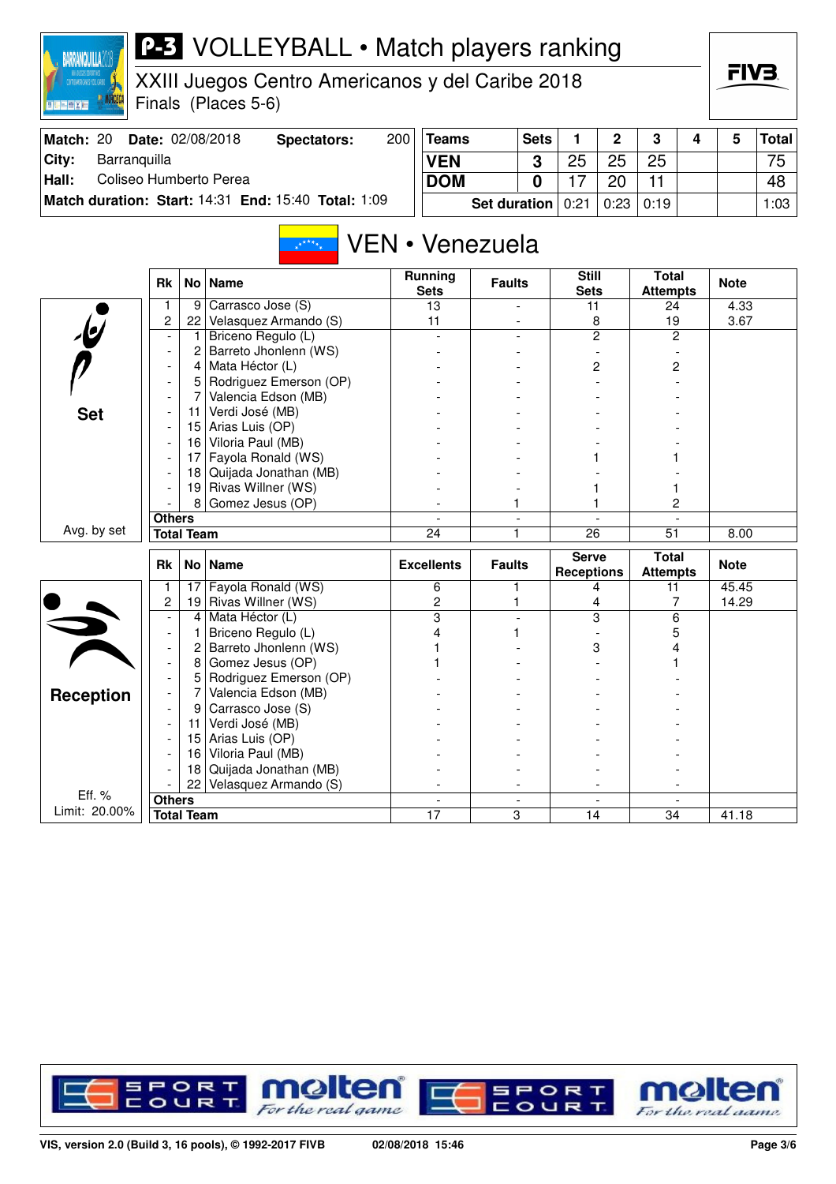# P-3 VOLLEYBALL • Match players ranking

XXIII Juegos Centro Americanos y del Caribe 2018

Finals (Places 5-6)

| | | | |
|---|---|---|---|
| **Match:** 20 | **Date:** 02/08/2018 | **Spectators:** | 200 |
| **City:** | Barranquilla | | |
| **Hall:** | Coliseo Humberto Perea | | |
| **Match duration: Start:** 14:31 | **End:** 15:40 | **Total:** 1:09 | |

| Teams | Sets | 1 | 2 | 3 | 4 | 5 | Total |
|---|---|---|---|---|---|---|---|
| **VEN** | 3 | 25 | 25 | 25 | | | 75 |
| **DOM** | 0 | 17 | 20 | 11 | | | 48 |
| **Set duration** | | 0:21 | 0:23 | 0:19 | | | 1:03 |

## VEN • Venezuela

### Set

| Rk | No | Name | Running Sets | Faults | Still Sets | Total Attempts | Note |
|---|---|---|---|---|---|---|---|
| 1 | 9 | Carrasco Jose (S) | 13 | - | 11 | 24 | 4.33 |
| 2 | 22 | Velasquez Armando (S) | 11 | - | 8 | 19 | 3.67 |
| - | 1 | Briceno Regulo (L) | - | - | 2 | 2 | |
| - | 2 | Barreto Jhonlenn (WS) | - | - | - | - | |
| - | 4 | Mata Héctor (L) | - | - | 2 | 2 | |
| - | 5 | Rodriguez Emerson (OP) | - | - | - | - | |
| - | 7 | Valencia Edson (MB) | - | - | - | - | |
| - | 11 | Verdi José (MB) | - | - | - | - | |
| - | 15 | Arias Luis (OP) | - | - | - | - | |
| - | 16 | Viloria Paul (MB) | - | - | - | - | |
| - | 17 | Fayola Ronald (WS) | - | - | 1 | 1 | |
| - | 18 | Quijada Jonathan (MB) | - | - | - | - | |
| - | 19 | Rivas Willner (WS) | - | - | 1 | 1 | |
| - | 8 | Gomez Jesus (OP) | - | 1 | 1 | 2 | |
| **Others** | | | - | - | - | - | |
| **Total Team** | | | 24 | 1 | 26 | 51 | 8.00 |

Avg. by set

### Reception

| Rk | No | Name | Excellents | Faults | Serve Receptions | Total Attempts | Note |
|---|---|---|---|---|---|---|---|
| 1 | 17 | Fayola Ronald (WS) | 6 | 1 | 4 | 11 | 45.45 |
| 2 | 19 | Rivas Willner (WS) | 2 | 1 | 4 | 7 | 14.29 |
| - | 4 | Mata Héctor (L) | 3 | - | 3 | 6 | |
| - | 1 | Briceno Regulo (L) | 4 | 1 | - | 5 | |
| - | 2 | Barreto Jhonlenn (WS) | 1 | - | 3 | 4 | |
| - | 8 | Gomez Jesus (OP) | 1 | - | - | 1 | |
| - | 5 | Rodriguez Emerson (OP) | - | - | - | - | |
| - | 7 | Valencia Edson (MB) | - | - | - | - | |
| - | 9 | Carrasco Jose (S) | - | - | - | - | |
| - | 11 | Verdi José (MB) | - | - | - | - | |
| - | 15 | Arias Luis (OP) | - | - | - | - | |
| - | 16 | Viloria Paul (MB) | - | - | - | - | |
| - | 18 | Quijada Jonathan (MB) | - | - | - | - | |
| - | 22 | Velasquez Armando (S) | - | - | - | - | |
| **Others** | | | - | - | - | - | |
| **Total Team** | | | 17 | 3 | 14 | 34 | 41.18 |

Eff. %
Limit: 20.00%

VIS, version 2.0 (Build 3, 16 pools), © 1992-2017 FIVB 02/08/2018 15:46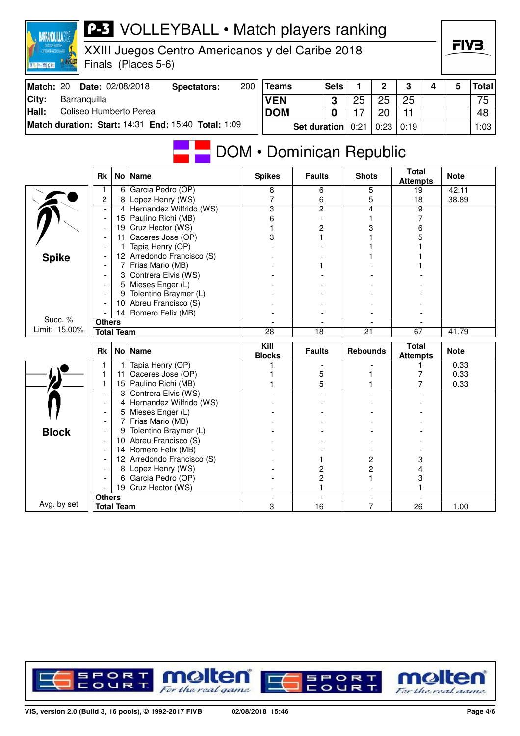# P-3 VOLLEYBALL • Match players ranking

XXIII Juegos Centro Americanos y del Caribe 2018
Finals (Places 5-6)

| Match: 20 | Date: 02/08/2018 | Spectators: 200 |
|---|---|---|
| City: | Barranquilla | |
| Hall: | Coliseo Humberto Perea | |
| Match duration: | Start: 14:31 End: 15:40 | Total: 1:09 |

| Teams | Sets | 1 | 2 | 3 | 4 | 5 | Total |
|---|---|---|---|---|---|---|---|
| VEN | 3 | 25 | 25 | 25 | | | 75 |
| DOM | 0 | 17 | 20 | 11 | | | 48 |
| Set duration | | 0:21 | 0:23 | 0:19 | | | 1:03 |

## DOM • Dominican Republic

### Spike (Succ. % Limit: 15.00%)

| Rk | No | Name | Spikes | Faults | Shots | Total Attempts | Note |
|---|---|---|---|---|---|---|---|
| 1 | 6 | Garcia Pedro (OP) | 8 | 6 | 5 | 19 | 42.11 |
| 2 | 8 | Lopez Henry (WS) | 7 | 6 | 5 | 18 | 38.89 |
| - | 4 | Hernandez Wilfrido (WS) | 3 | 2 | 4 | 9 | |
| - | 15 | Paulino Richi (MB) | 6 | - | 1 | 7 | |
| - | 19 | Cruz Hector (WS) | 1 | 2 | 3 | 6 | |
| - | 11 | Caceres Jose (OP) | 3 | 1 | 1 | 5 | |
| - | 1 | Tapia Henry (OP) | - | - | 1 | 1 | |
| - | 12 | Arredondo Francisco (S) | - | - | 1 | 1 | |
| - | 7 | Frias Mario (MB) | - | 1 | - | 1 | |
| - | 3 | Contrera Elvis (WS) | - | - | - | - | |
| - | 5 | Mieses Enger (L) | - | - | - | - | |
| - | 9 | Tolentino Braymer (L) | - | - | - | - | |
| - | 10 | Abreu Francisco (S) | - | - | - | - | |
| - | 14 | Romero Felix (MB) | - | - | - | - | |
| | | Others | - | - | - | - | |
| | | Total Team | 28 | 18 | 21 | 67 | 41.79 |

### Block (Avg. by set)

| Rk | No | Name | Kill Blocks | Faults | Rebounds | Total Attempts | Note |
|---|---|---|---|---|---|---|---|
| 1 | 1 | Tapia Henry (OP) | 1 | - | - | 1 | 0.33 |
| 1 | 11 | Caceres Jose (OP) | 1 | 5 | 1 | 7 | 0.33 |
| 1 | 15 | Paulino Richi (MB) | 1 | 5 | 1 | 7 | 0.33 |
| - | 3 | Contrera Elvis (WS) | - | - | - | - | |
| - | 4 | Hernandez Wilfrido (WS) | - | - | - | - | |
| - | 5 | Mieses Enger (L) | - | - | - | - | |
| - | 7 | Frias Mario (MB) | - | - | - | - | |
| - | 9 | Tolentino Braymer (L) | - | - | - | - | |
| - | 10 | Abreu Francisco (S) | - | - | - | - | |
| - | 14 | Romero Felix (MB) | - | - | - | - | |
| - | 12 | Arredondo Francisco (S) | - | 1 | 2 | 3 | |
| - | 8 | Lopez Henry (WS) | - | 2 | 2 | 4 | |
| - | 6 | Garcia Pedro (OP) | - | 2 | 1 | 3 | |
| - | 19 | Cruz Hector (WS) | - | 1 | - | 1 | |
| | | Others | - | - | - | - | |
| | | Total Team | 3 | 16 | 7 | 26 | 1.00 |

VIS, version 2.0 (Build 3, 16 pools), © 1992-2017 FIVB 02/08/2018 15:46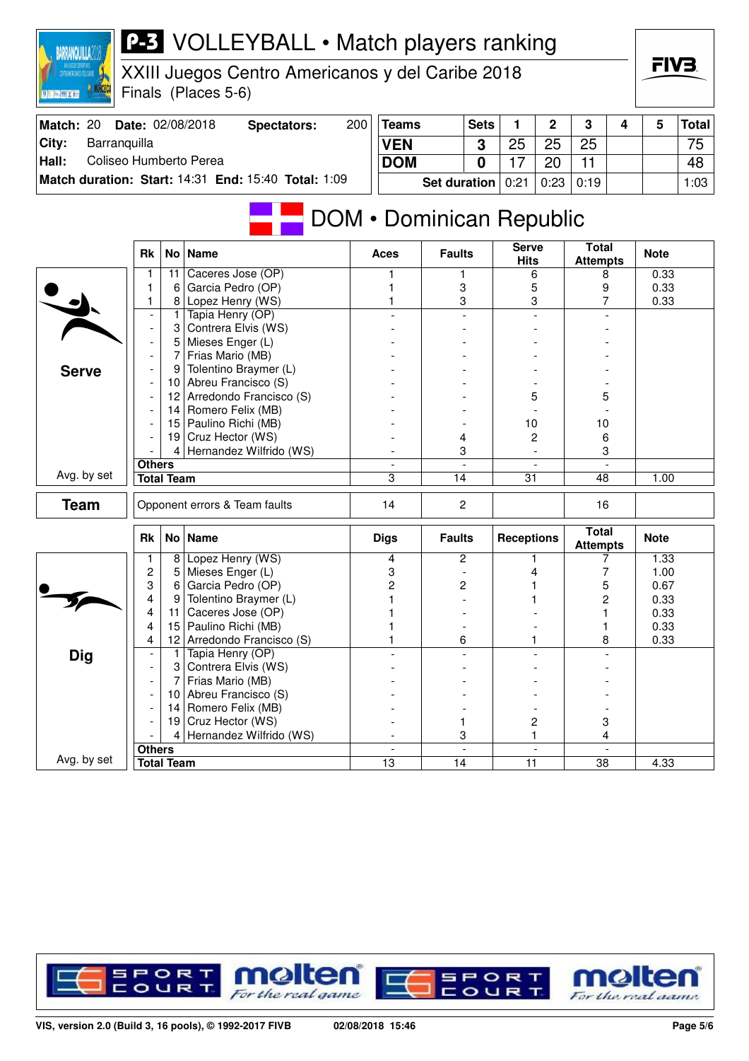# VOLLEYBALL • Match players ranking

XXIII Juegos Centro Americanos y del Caribe 2018
Finals (Places 5-6)

| Match: 20 | Date: 02/08/2018 | Spectators: | 200 |
|---|---|---|---|
| City: | Barranquilla | | |
| Hall: | Coliseo Humberto Perea | | |
| Match duration: | Start: 14:31 | End: 15:40 | Total: 1:09 |

| Teams | Sets | 1 | 2 | 3 | 4 | 5 | Total |
|---|---|---|---|---|---|---|---|
| VEN | 3 | 25 | 25 | 25 | | | 75 |
| DOM | 0 | 17 | 20 | 11 | | | 48 |
| | Set duration | 0:21 | 0:23 | 0:19 | | | 1:03 |

## DOM • Dominican Republic

### Serve

| Rk | No | Name | Aces | Faults | Serve Hits | Total Attempts | Note |
|---|---|---|---|---|---|---|---|
| 1 | 11 | Caceres Jose (OP) | 1 | 1 | 6 | 8 | 0.33 |
| 1 | 6 | Garcia Pedro (OP) | 1 | 3 | 5 | 9 | 0.33 |
| 1 | 8 | Lopez Henry (WS) | 1 | 3 | 3 | 7 | 0.33 |
| - | 1 | Tapia Henry (OP) | - | - | - | - | |
| - | 3 | Contrera Elvis (WS) | - | - | - | - | |
| - | 5 | Mieses Enger (L) | - | - | - | - | |
| - | 7 | Frias Mario (MB) | - | - | - | - | |
| - | 9 | Tolentino Braymer (L) | - | - | - | - | |
| - | 10 | Abreu Francisco (S) | - | - | - | - | |
| - | 12 | Arredondo Francisco (S) | - | - | 5 | 5 | |
| - | 14 | Romero Felix (MB) | - | - | - | - | |
| - | 15 | Paulino Richi (MB) | - | - | 10 | 10 | |
| - | 19 | Cruz Hector (WS) | - | 4 | 2 | 6 | |
| - | 4 | Hernandez Wilfrido (WS) | - | 3 | - | 3 | |
| Others | | | - | - | - | - | |
| Total Team | | | 3 | 14 | 31 | 48 | 1.00 |

Avg. by set

### Team

| | Aces | Faults | Serve Hits | Total Attempts | Note |
|---|---|---|---|---|---|
| Opponent errors & Team faults | 14 | 2 | | 16 | |

### Dig

| Rk | No | Name | Digs | Faults | Receptions | Total Attempts | Note |
|---|---|---|---|---|---|---|---|
| 1 | 8 | Lopez Henry (WS) | 4 | 2 | 1 | 7 | 1.33 |
| 2 | 5 | Mieses Enger (L) | 3 | - | 4 | 7 | 1.00 |
| 3 | 6 | Garcia Pedro (OP) | 2 | 2 | 1 | 5 | 0.67 |
| 4 | 9 | Tolentino Braymer (L) | 1 | - | 1 | 2 | 0.33 |
| 4 | 11 | Caceres Jose (OP) | 1 | - | - | 1 | 0.33 |
| 4 | 15 | Paulino Richi (MB) | 1 | - | - | 1 | 0.33 |
| 4 | 12 | Arredondo Francisco (S) | 1 | 6 | 1 | 8 | 0.33 |
| - | 1 | Tapia Henry (OP) | - | - | - | - | |
| - | 3 | Contrera Elvis (WS) | - | - | - | - | |
| - | 7 | Frias Mario (MB) | - | - | - | - | |
| - | 10 | Abreu Francisco (S) | - | - | - | - | |
| - | 14 | Romero Felix (MB) | - | - | - | - | |
| - | 19 | Cruz Hector (WS) | - | 1 | 2 | 3 | |
| - | 4 | Hernandez Wilfrido (WS) | - | 3 | 1 | 4 | |
| Others | | | - | - | - | - | |
| Total Team | | | 13 | 14 | 11 | 38 | 4.33 |

Avg. by set

VIS, version 2.0 (Build 3, 16 pools), © 1992-2017 FIVB    02/08/2018 15:46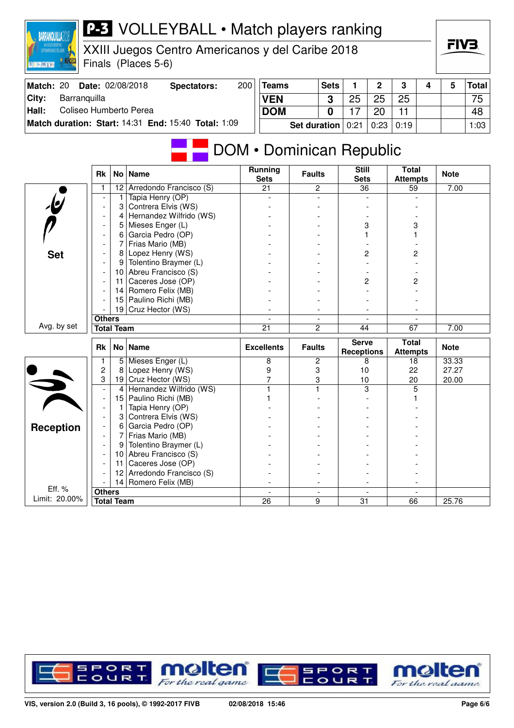# P-3 VOLLEYBALL • Match players ranking

XXIII Juegos Centro Americanos y del Caribe 2018

Finals (Places 5-6)

| | | | |
|---|---|---|---|
| **Match:** 20 | **Date:** 02/08/2018 | **Spectators:** | 200 |
| **City:** | Barranquilla | | |
| **Hall:** | Coliseo Humberto Perea | | |
| **Match duration: Start:** 14:31 | **End:** 15:40 | **Total:** 1:09 | |

| Teams | Sets | 1 | 2 | 3 | 4 | 5 | Total |
|---|---|---|---|---|---|---|---|
| **VEN** | 3 | 25 | 25 | 25 | | | 75 |
| **DOM** | 0 | 17 | 20 | 11 | | | 48 |
| | **Set duration** | 0:21 | 0:23 | 0:19 | | | 1:03 |

## DOM • Dominican Republic

### Set

| Rk | No | Name | Running Sets | Faults | Still Sets | Total Attempts | Note |
|---|---|---|---|---|---|---|---|
| 1 | 12 | Arredondo Francisco (S) | 21 | 2 | 36 | 59 | 7.00 |
| - | 1 | Tapia Henry (OP) | - | - | - | - | |
| - | 3 | Contrera Elvis (WS) | - | - | - | - | |
| - | 4 | Hernandez Wilfrido (WS) | - | - | - | - | |
| - | 5 | Mieses Enger (L) | - | - | 3 | 3 | |
| - | 6 | Garcia Pedro (OP) | - | - | 1 | 1 | |
| - | 7 | Frias Mario (MB) | - | - | - | - | |
| - | 8 | Lopez Henry (WS) | - | - | 2 | 2 | |
| - | 9 | Tolentino Braymer (L) | - | - | - | - | |
| - | 10 | Abreu Francisco (S) | - | - | - | - | |
| - | 11 | Caceres Jose (OP) | - | - | 2 | 2 | |
| - | 14 | Romero Felix (MB) | - | - | - | - | |
| - | 15 | Paulino Richi (MB) | - | - | - | - | |
| - | 19 | Cruz Hector (WS) | - | - | - | - | |
| **Others** | | | - | - | - | - | |
| **Total Team** | | | 21 | 2 | 44 | 67 | 7.00 |

Avg. by set

### Reception

| Rk | No | Name | Excellents | Faults | Serve Receptions | Total Attempts | Note |
|---|---|---|---|---|---|---|---|
| 1 | 5 | Mieses Enger (L) | 8 | 2 | 8 | 18 | 33.33 |
| 2 | 8 | Lopez Henry (WS) | 9 | 3 | 10 | 22 | 27.27 |
| 3 | 19 | Cruz Hector (WS) | 7 | 3 | 10 | 20 | 20.00 |
| - | 4 | Hernandez Wilfrido (WS) | 1 | 1 | 3 | 5 | |
| - | 15 | Paulino Richi (MB) | 1 | - | - | 1 | |
| - | 1 | Tapia Henry (OP) | - | - | - | - | |
| - | 3 | Contrera Elvis (WS) | - | - | - | - | |
| - | 6 | Garcia Pedro (OP) | - | - | - | - | |
| - | 7 | Frias Mario (MB) | - | - | - | - | |
| - | 9 | Tolentino Braymer (L) | - | - | - | - | |
| - | 10 | Abreu Francisco (S) | - | - | - | - | |
| - | 11 | Caceres Jose (OP) | - | - | - | - | |
| - | 12 | Arredondo Francisco (S) | - | - | - | - | |
| - | 14 | Romero Felix (MB) | - | - | - | - | |
| **Others** | | | - | - | - | - | |
| **Total Team** | | | 26 | 9 | 31 | 66 | 25.76 |

Eff. %
Limit: 20.00%

VIS, version 2.0 (Build 3, 16 pools), © 1992-2017 FIVB 02/08/2018 15:46